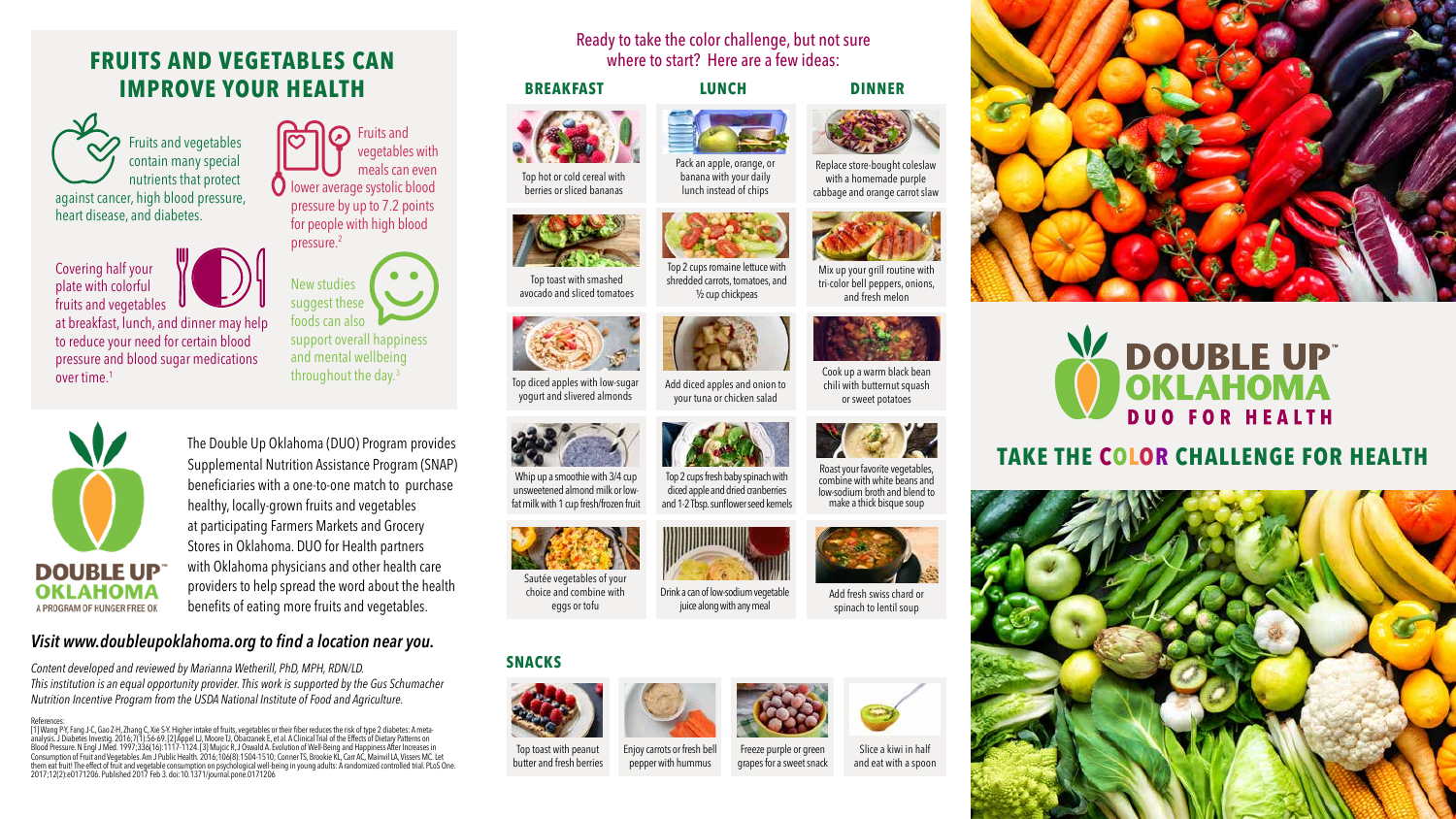## FRUITS AND VEGETABLES CAN IMPROVE YOUR HEALTH

Fruits and vegetables contain many special nutrients that protect against cancer, high blood pressure, heart disease, and diabetes.

Fruits and vegetables with meals can even lower average systolic blood pressure by up to 7.2 points for people with high blood pressure.[2]

Covering half your plate with colorful fruits and vegetables at breakfast, lunch, and dinner may help to reduce your need for certain blood pressure and blood sugar medications over time.[1]

New studies suggest these foods can also support overall happiness and mental wellbeing throughout the day.[3]

**DOUBLE UP™ OKLAHOMA**
A PROGRAM OF HUNGER FREE OK

The Double Up Oklahoma (DUO) Program provides Supplemental Nutrition Assistance Program (SNAP) beneficiaries with a one-to-one match to purchase healthy, locally-grown fruits and vegetables at participating Farmers Markets and Grocery Stores in Oklahoma. DUO for Health partners with Oklahoma physicians and other health care providers to help spread the word about the health benefits of eating more fruits and vegetables.

***Visit www.doubleupoklahoma.org to find a location near you.***

*Content developed and reviewed by Marianna Wetherill, PhD, MPH, RDN/LD.*
*This institution is an equal opportunity provider. This work is supported by the Gus Schumacher Nutrition Incentive Program from the USDA National Institute of Food and Agriculture.*

References:
[1] Wang P-Y, Fang J-C, Gao Z-H, Zhang C, Xie S-Y. Higher intake of fruits, vegetables or their fiber reduces the risk of type 2 diabetes: A meta-analysis. J Diabetes Investig. 2016;7(1):56-69. [2] Appel LJ, Moore TJ, Obarzanek E, et al. A Clinical Trial of the Effects of Dietary Patterns on Blood Pressure. N Engl J Med. 1997;336(16):1117-1124. [3] Mujcic R, J Oswald A. Evolution of Well-Being and Happiness After Increases in Consumption of Fruit and Vegetables. Am J Public Health. 2016;106(8):1504-1510; Conner TS, Brookie KL, Carr AC, Mainvil LA, Vissers MC. Let them eat fruit! The effect of fruit and vegetable consumption on psychological well-being in young adults: A randomized controlled trial. PLoS One. 2017;12(2):e0171206. Published 2017 Feb 3. doi:10.1371/journal.pone.0171206

Ready to take the color challenge, but not sure where to start? Here are a few ideas:

### BREAKFAST

- Top hot or cold cereal with berries or sliced bananas
- Top toast with smashed avocado and sliced tomatoes
- Top diced apples with low-sugar yogurt and slivered almonds
- Whip up a smoothie with 3/4 cup unsweetened almond milk or low-fat milk with 1 cup fresh/frozen fruit
- Sautée vegetables of your choice and combine with eggs or tofu

### LUNCH

- Pack an apple, orange, or banana with your daily lunch instead of chips
- Top 2 cups romaine lettuce with shredded carrots, tomatoes, and ½ cup chickpeas
- Add diced apples and onion to your tuna or chicken salad
- Top 2 cups fresh baby spinach with diced apple and dried cranberries and 1-2 Tbsp. sunflower seed kernels
- Drink a can of low-sodium vegetable juice along with any meal

### DINNER

- Replace store-bought coleslaw with a homemade purple cabbage and orange carrot slaw
- Mix up your grill routine with tri-color bell peppers, onions, and fresh melon
- Cook up a warm black bean chili with butternut squash or sweet potatoes
- Roast your favorite vegetables, combine with white beans and low-sodium broth and blend to make a thick bisque soup
- Add fresh swiss chard or spinach to lentil soup

### SNACKS

- Top toast with peanut butter and fresh berries
- Enjoy carrots or fresh bell pepper with hummus
- Freeze purple or green grapes for a sweet snack
- Slice a kiwi in half and eat with a spoon

**DOUBLE UP™ OKLAHOMA**
**DUO FOR HEALTH**

## TAKE THE COLOR CHALLENGE FOR HEALTH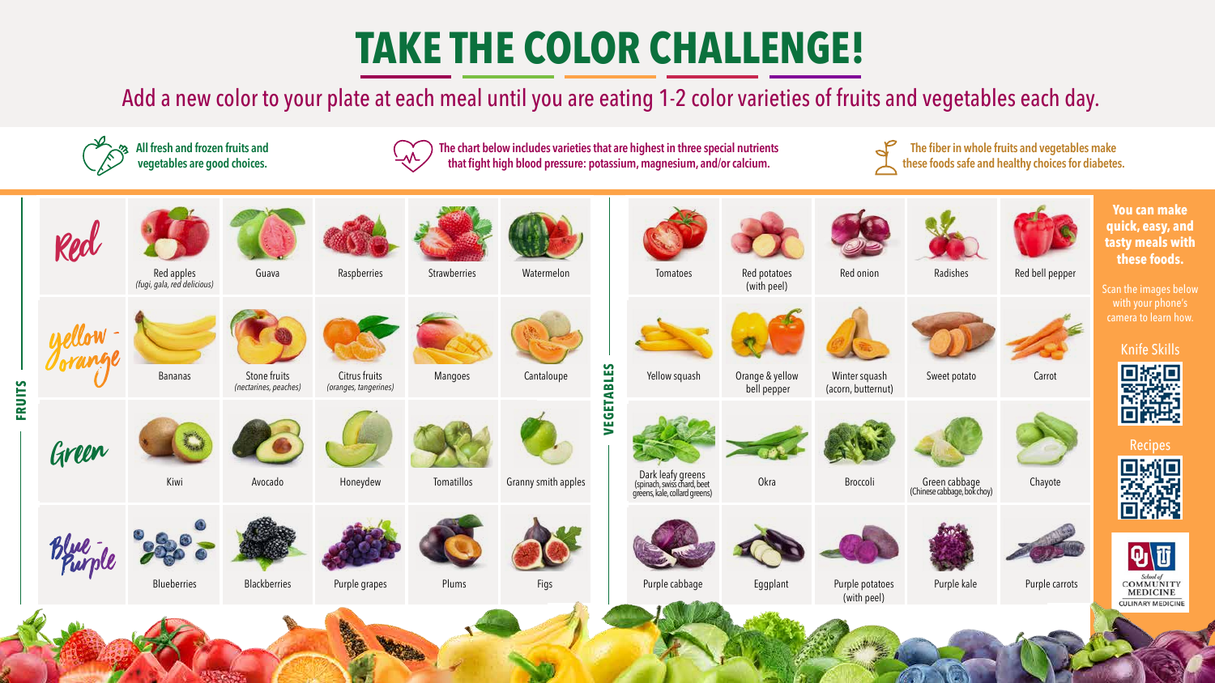# TAKE THE COLOR CHALLENGE!

Add a new color to your plate at each meal until you are eating 1-2 color varieties of fruits and vegetables each day.

**All fresh and frozen fruits and vegetables are good choices.**

**The chart below includes varieties that are highest in three special nutrients that fight high blood pressure: potassium, magnesium, and/or calcium.**

**The fiber in whole fruits and vegetables make these foods safe and healthy choices for diabetes.**

## FRUITS

| | | | | | |
|---|---|---|---|---|---|
| Red | Red apples *(fugi, gala, red delicious)* | Guava | Raspberries | Strawberries | Watermelon |
| Yellow - Orange | Bananas | Stone fruits *(nectarines, peaches)* | Citrus fruits *(oranges, tangerines)* | Mangoes | Cantaloupe |
| Green | Kiwi | Avocado | Honeydew | Tomatillos | Granny smith apples |
| Blue - Purple | Blueberries | Blackberries | Purple grapes | Plums | Figs |

## VEGETABLES

| | | | | | |
|---|---|---|---|---|---|
| Red | Tomatoes | Red potatoes (with peel) | Red onion | Radishes | Red bell pepper |
| Yellow - Orange | Yellow squash | Orange & yellow bell pepper | Winter squash (acorn, butternut) | Sweet potato | Carrot |
| Green | Dark leafy greens (spinach, swiss chard, beet greens, kale, collard greens) | Okra | Broccoli | Green cabbage (Chinese cabbage, bok choy) | Chayote |
| Blue - Purple | Purple cabbage | Eggplant | Purple potatoes (with peel) | Purple kale | Purple carrots |

**You can make quick, easy, and tasty meals with these foods.**

Scan the images below with your phone's camera to learn how.

Knife Skills

Recipes

OU School of Community Medicine — Culinary Medicine